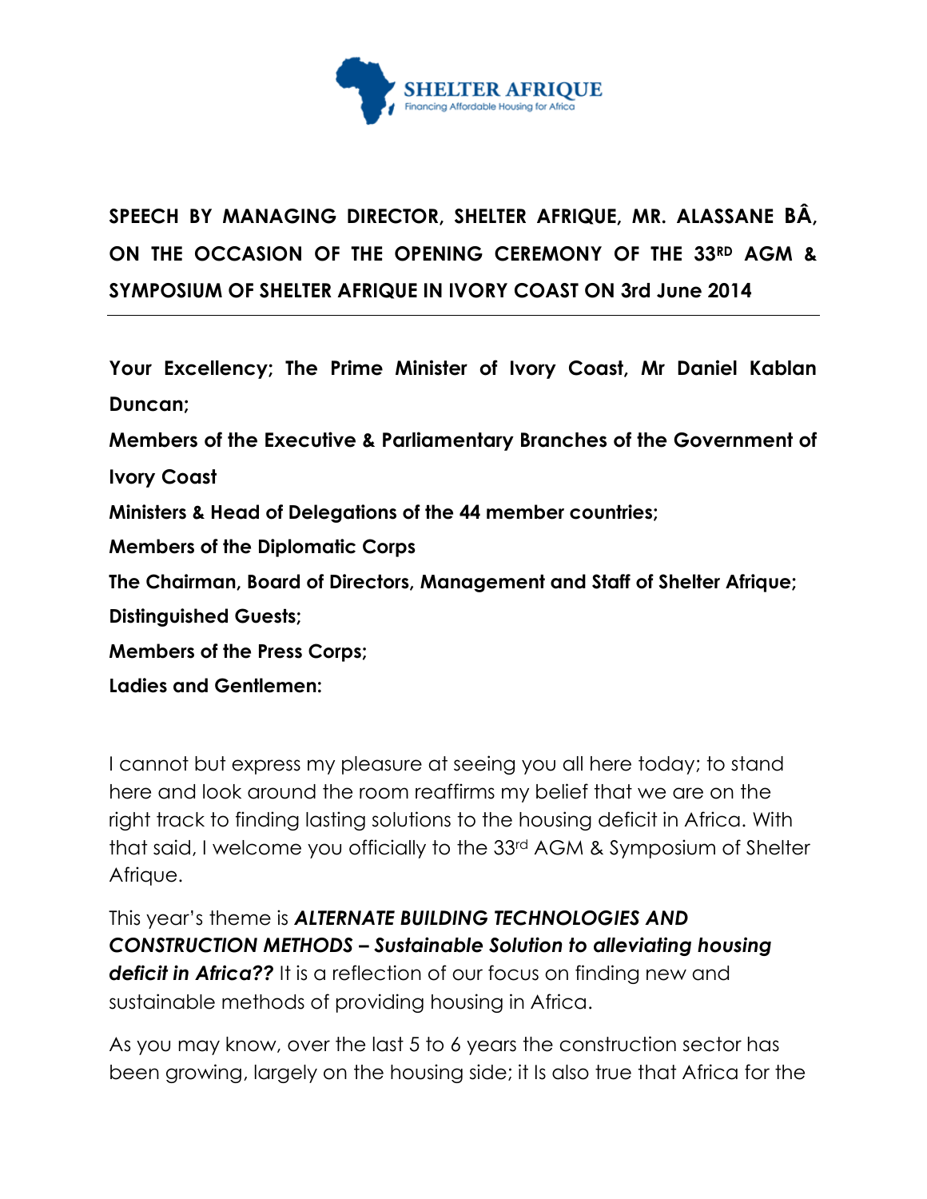SHELTER AFRIQUE
Financing Affordable Housing for Africa

## SPEECH BY MANAGING DIRECTOR, SHELTER AFRIQUE, MR. ALASSANE BÂ, ON THE OCCASION OF THE OPENING CEREMONY OF THE 33RD AGM & SYMPOSIUM OF SHELTER AFRIQUE IN IVORY COAST ON 3rd June 2014

**Your Excellency; The Prime Minister of Ivory Coast, Mr Daniel Kablan Duncan;**

**Members of the Executive & Parliamentary Branches of the Government of Ivory Coast**

**Ministers & Head of Delegations of the 44 member countries;**

**Members of the Diplomatic Corps**

**The Chairman, Board of Directors, Management and Staff of Shelter Afrique;**

**Distinguished Guests;**

**Members of the Press Corps;**

**Ladies and Gentlemen:**

I cannot but express my pleasure at seeing you all here today; to stand here and look around the room reaffirms my belief that we are on the right track to finding lasting solutions to the housing deficit in Africa. With that said, I welcome you officially to the 33rd AGM & Symposium of Shelter Afrique.

This year's theme is ***ALTERNATE BUILDING TECHNOLOGIES AND CONSTRUCTION METHODS – Sustainable Solution to alleviating housing deficit in Africa??*** It is a reflection of our focus on finding new and sustainable methods of providing housing in Africa.

As you may know, over the last 5 to 6 years the construction sector has been growing, largely on the housing side; it Is also true that Africa for the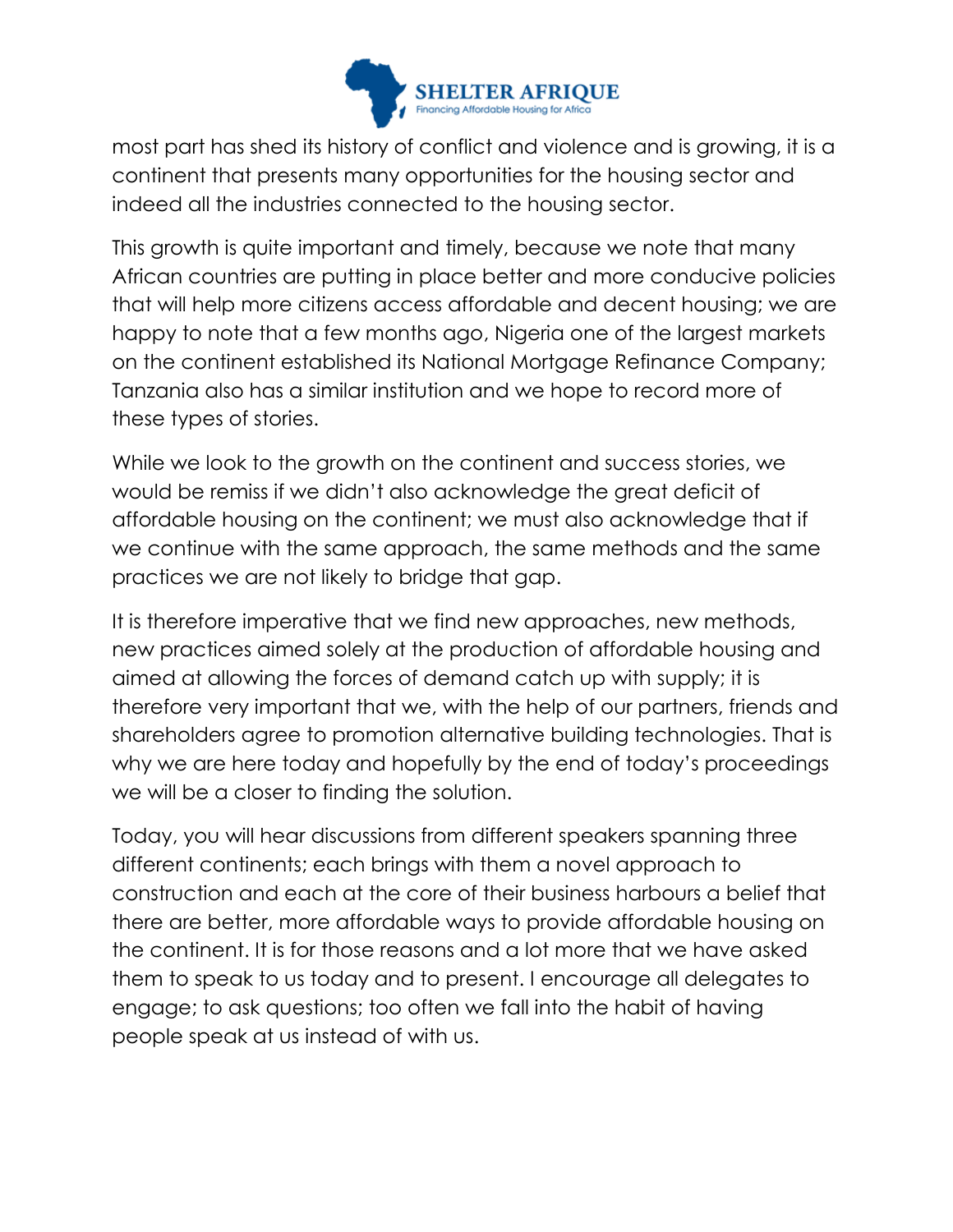most part has shed its history of conflict and violence and is growing, it is a continent that presents many opportunities for the housing sector and indeed all the industries connected to the housing sector.

This growth is quite important and timely, because we note that many African countries are putting in place better and more conducive policies that will help more citizens access affordable and decent housing; we are happy to note that a few months ago, Nigeria one of the largest markets on the continent established its National Mortgage Refinance Company; Tanzania also has a similar institution and we hope to record more of these types of stories.

While we look to the growth on the continent and success stories, we would be remiss if we didn't also acknowledge the great deficit of affordable housing on the continent; we must also acknowledge that if we continue with the same approach, the same methods and the same practices we are not likely to bridge that gap.

It is therefore imperative that we find new approaches, new methods, new practices aimed solely at the production of affordable housing and aimed at allowing the forces of demand catch up with supply; it is therefore very important that we, with the help of our partners, friends and shareholders agree to promotion alternative building technologies. That is why we are here today and hopefully by the end of today's proceedings we will be a closer to finding the solution.

Today, you will hear discussions from different speakers spanning three different continents; each brings with them a novel approach to construction and each at the core of their business harbours a belief that there are better, more affordable ways to provide affordable housing on the continent. It is for those reasons and a lot more that we have asked them to speak to us today and to present. I encourage all delegates to engage; to ask questions; too often we fall into the habit of having people speak at us instead of with us.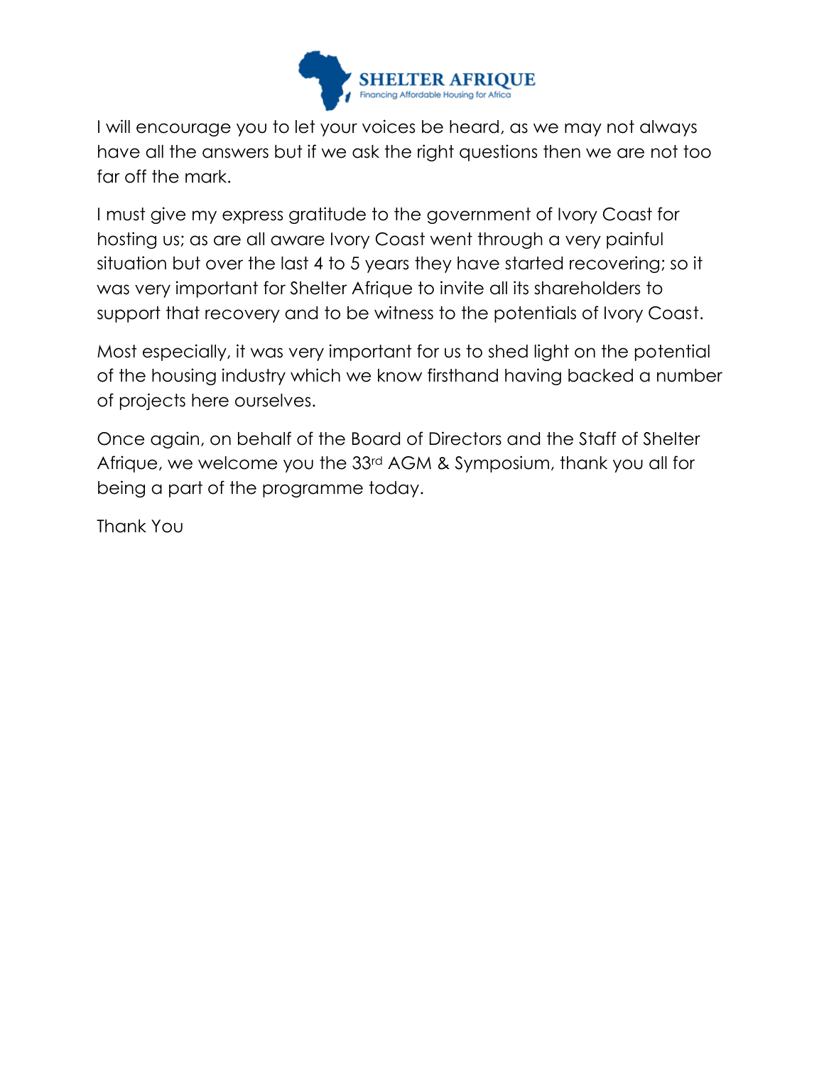I will encourage you to let your voices be heard, as we may not always have all the answers but if we ask the right questions then we are not too far off the mark.

I must give my express gratitude to the government of Ivory Coast for hosting us; as are all aware Ivory Coast went through a very painful situation but over the last 4 to 5 years they have started recovering; so it was very important for Shelter Afrique to invite all its shareholders to support that recovery and to be witness to the potentials of Ivory Coast.

Most especially, it was very important for us to shed light on the potential of the housing industry which we know firsthand having backed a number of projects here ourselves.

Once again, on behalf of the Board of Directors and the Staff of Shelter Afrique, we welcome you the 33rd AGM & Symposium, thank you all for being a part of the programme today.

Thank You